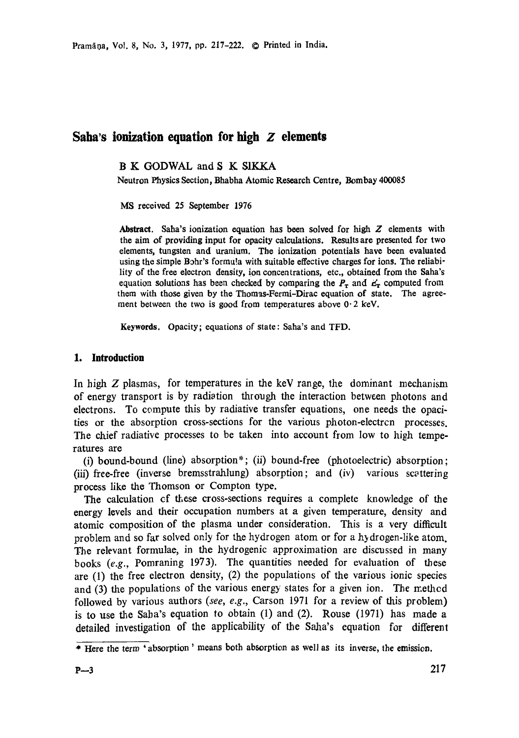# Saha's ionization equation for high $Z$ elements

B K GODWAL and S K SIKKA

Neutron Physics Section, Bhabha Atomic Research Centre, Bombay 400085

MS received 25 September 1976

**Abstract.** Saha's ionization equation has been solved for high $Z$ elements with the aim of providing input for opacity calculations. Results are presented for two elements, tungsten and uranium. The ionization potentials have been evaluated using the simple Bohr's formula with suitable effective charges for ions. The reliability of the free electron density, ion concentrations, etc., obtained from the Saha's equation solutions has been checked by comparing the $P_T$ and $\varepsilon_T'$ computed from them with those given by the Thomas-Fermi-Dirac equation of state. The agreement between the two is good from temperatures above 0·2 keV.

**Keywords.** Opacity; equations of state: Saha's and TFD.

## 1. Introduction

In high $Z$ plasmas, for temperatures in the keV range, the dominant mechanism of energy transport is by radiation through the interaction between photons and electrons. To compute this by radiative transfer equations, one needs the opacities or the absorption cross-sections for the various photon-electron processes. The chief radiative processes to be taken into account from low to high temperatures are

(i) bound-bound (line) absorption*; (ii) bound-free (photoelectric) absorption; (iii) free-free (inverse bremsstrahlung) absorption; and (iv) various scattering process like the Thomson or Compton type.

The calculation of these cross-sections requires a complete knowledge of the energy levels and their occupation numbers at a given temperature, density and atomic composition of the plasma under consideration. This is a very difficult problem and so far solved only for the hydrogen atom or for a hydrogen-like atom. The relevant formulae, in the hydrogenic approximation are discussed in many books (*e.g.*, Pomraning 1973). The quantities needed for evaluation of these are (1) the free electron density, (2) the populations of the various ionic species and (3) the populations of the various energy states for a given ion. The method followed by various authors (*see, e.g.*, Carson 1971 for a review of this problem) is to use the Saha's equation to obtain (1) and (2). Rouse (1971) has made a detailed investigation of the applicability of the Saha's equation for different

* Here the term 'absorption' means both absorption as well as its inverse, the emission.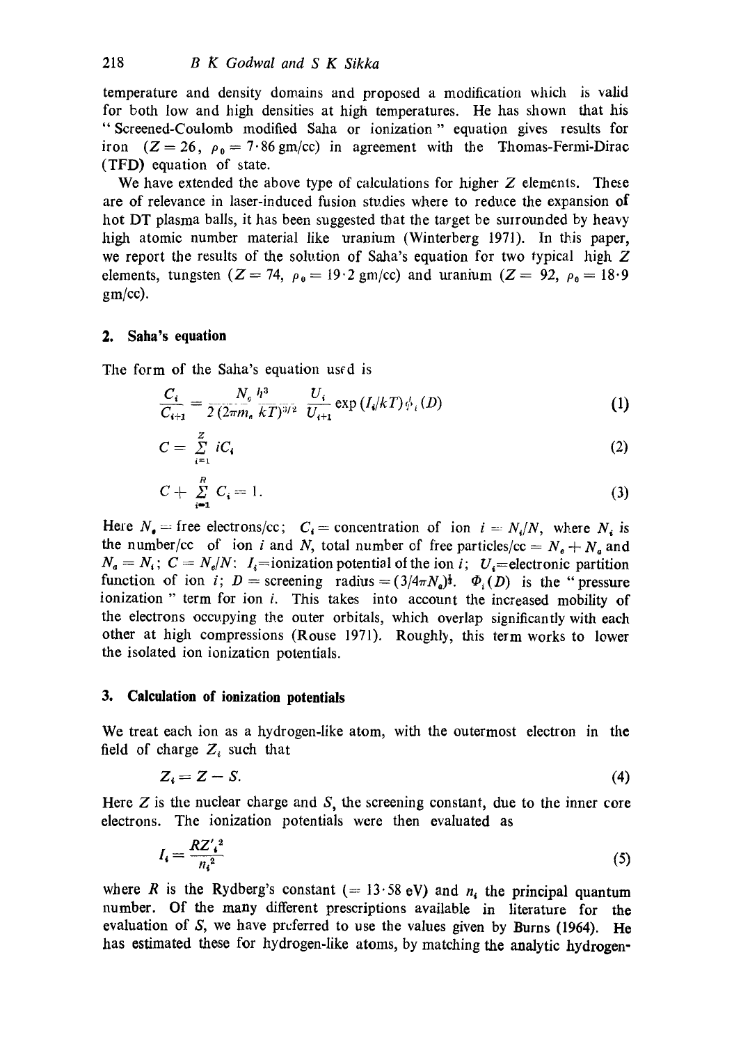temperature and density domains and proposed a modification which is valid for both low and high densities at high temperatures. He has shown that his "Screened-Coulomb modified Saha or ionization" equation gives results for iron ($Z = 26$, $\rho_0 = 7 \cdot 86$ gm/cc) in agreement with the Thomas-Fermi-Dirac (TFD) equation of state.

We have extended the above type of calculations for higher $Z$ elements. These are of relevance in laser-induced fusion studies where to reduce the expansion of hot DT plasma balls, it has been suggested that the target be surrounded by heavy high atomic number material like uranium (Winterberg 1971). In this paper, we report the results of the solution of Saha's equation for two typical high $Z$ elements, tungsten ($Z = 74$, $\rho_0 = 19 \cdot 2$ gm/cc) and uranium ($Z = 92$, $\rho_0 = 18 \cdot 9$ gm/cc).

## 2. Saha's equation

The form of the Saha's equation used is

$$\frac{C_i}{C_{i+1}} = \frac{N_e h^3}{2(2\pi m_e kT)^{3/2}} \frac{U_i}{U_{i+1}} \exp(I_i/kT) \phi_i(D) \tag{1}$$

$$C = \sum_{i=1}^{Z} iC_i \tag{2}$$

$$C + \sum_{i=1}^{R} C_i = 1. \tag{3}$$

Here $N_e$ = free electrons/cc; $C_i$ = concentration of ion $i = N_i/N$, where $N_i$ is the number/cc of ion $i$ and $N$, total number of free particles/cc = $N_e + N_a$ and $N_a = N_i$; $C = N_e/N$: $I_i$=ionization potential of the ion $i$; $U_i$=electronic partition function of ion $i$; $D$ = screening radius = $(3/4\pi N_a)^{\frac{1}{3}}$. $\Phi_i(D)$ is the "pressure ionization" term for ion $i$. This takes into account the increased mobility of the electrons occupying the outer orbitals, which overlap significantly with each other at high compressions (Rouse 1971). Roughly, this term works to lower the isolated ion ionization potentials.

## 3. Calculation of ionization potentials

We treat each ion as a hydrogen-like atom, with the outermost electron in the field of charge $Z_i$ such that

$$Z_i = Z - S. \tag{4}$$

Here $Z$ is the nuclear charge and $S$, the screening constant, due to the inner core electrons. The ionization potentials were then evaluated as

$$I_i = \frac{RZ'^2_i}{n_i^2} \tag{5}$$

where $R$ is the Rydberg's constant (= $13 \cdot 58$ eV) and $n_i$ the principal quantum number. Of the many different prescriptions available in literature for the evaluation of $S$, we have preferred to use the values given by Burns (1964). He has estimated these for hydrogen-like atoms, by matching the analytic hydrogen-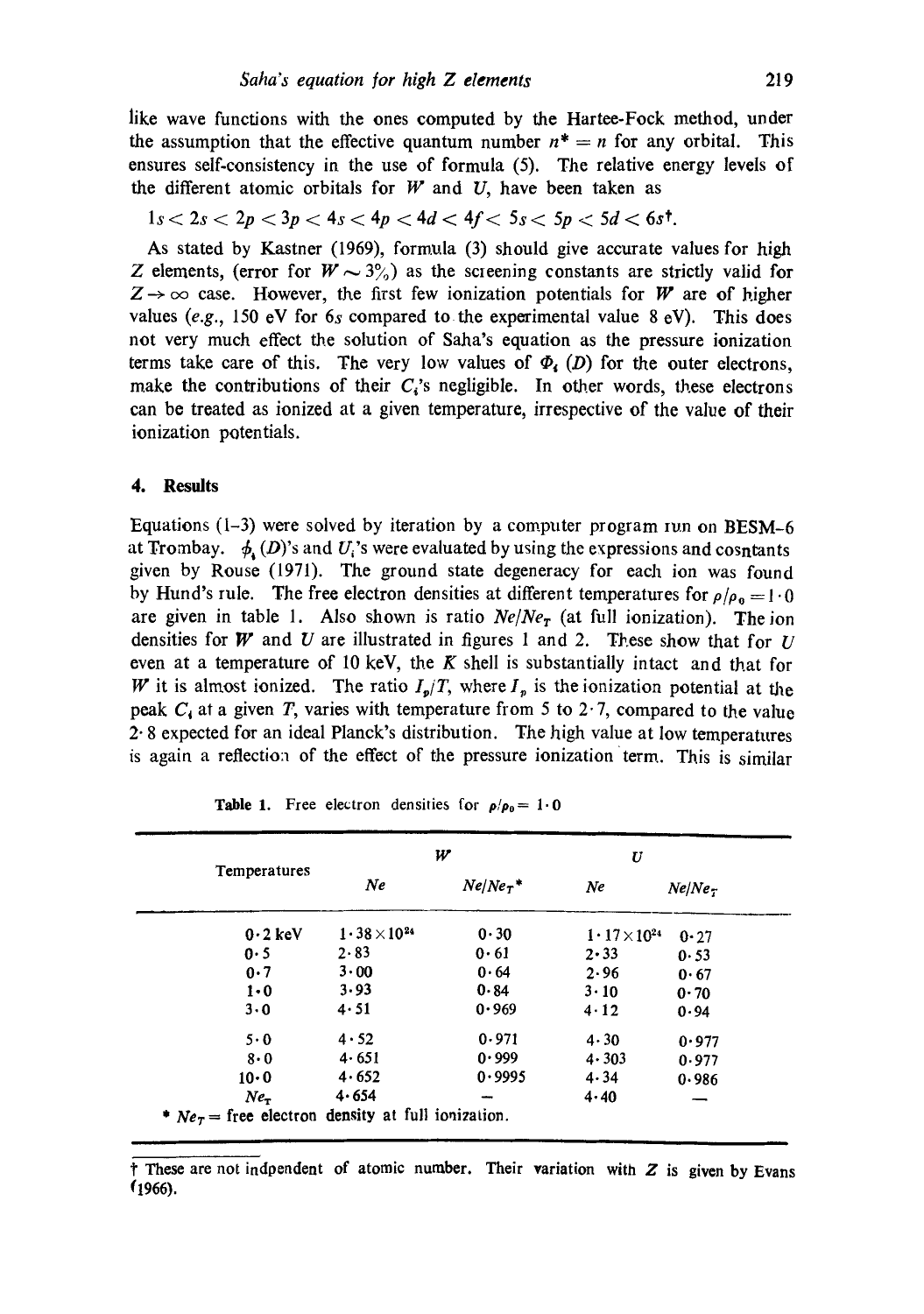like wave functions with the ones computed by the Hartee-Fock method, under the assumption that the effective quantum number $n^* = n$ for any orbital. This ensures self-consistency in the use of formula (5). The relative energy levels of the different atomic orbitals for $W$ and $U$, have been taken as

$$1s < 2s < 2p < 3p < 4s < 4p < 4d < 4f < 5s < 5p < 5d < 6s^{\dagger}.$$

As stated by Kastner (1969), formula (3) should give accurate values for high $Z$ elements, (error for $W \sim 3\%$) as the screening constants are strictly valid for $Z \to \infty$ case. However, the first few ionization potentials for $W$ are of higher values (*e.g.*, 150 eV for 6s compared to the experimental value 8 eV). This does not very much effect the solution of Saha's equation as the pressure ionization terms take care of this. The very low values of $\Phi_i(D)$ for the outer electrons, make the contributions of their $C_i$'s negligible. In other words, these electrons can be treated as ionized at a given temperature, irrespective of the value of their ionization potentials.

## 4. Results

Equations (1–3) were solved by iteration by a computer program run on BESM-6 at Trombay. $\phi_i(D)$'s and $U_i$'s were evaluated by using the expressions and cosntants given by Rouse (1971). The ground state degeneracy for each ion was found by Hund's rule. The free electron densities at different temperatures for $\rho/\rho_0 = 1 \cdot 0$ are given in table 1. Also shown is ratio $Ne/Ne_T$ (at full ionization). The ion densities for $W$ and $U$ are illustrated in figures 1 and 2. These show that for $U$ even at a temperature of 10 keV, the $K$ shell is substantially intact and that for $W$ it is almost ionized. The ratio $I_p/T$, where $I_p$ is the ionization potential at the peak $C_i$ at a given $T$, varies with temperature from 5 to 2·7, compared to the value 2·8 expected for an ideal Planck's distribution. The high value at low temperatures is again a reflection of the effect of the pressure ionization term. This is similar

**Table 1.** Free electron densities for $\rho/\rho_0 = 1 \cdot 0$

| Temperatures | $W$ | | $U$ | |
|---|---|---|---|---|
| | $Ne$ | $Ne/Ne_T$* | $Ne$ | $Ne/Ne_T$ |
| 0·2 keV | $1 \cdot 38 \times 10^{24}$ | 0·30 | $1 \cdot 17 \times 10^{24}$ | 0·27 |
| 0·5 | 2·83 | 0·61 | 2·33 | 0·53 |
| 0·7 | 3·00 | 0·64 | 2·96 | 0·67 |
| 1·0 | 3·93 | 0·84 | 3·10 | 0·70 |
| 3·0 | 4·51 | 0·969 | 4·12 | 0·94 |
| 5·0 | 4·52 | 0·971 | 4·30 | 0·977 |
| 8·0 | 4·651 | 0·999 | 4·303 | 0·977 |
| 10·0 | 4·652 | 0·9995 | 4·34 | 0·986 |
| $Ne_T$ | 4·654 | — | 4·40 | — |

\* $Ne_T$ = free electron density at full ionization.

† These are not indpendent of atomic number. Their variation with $Z$ is given by Evans (1966).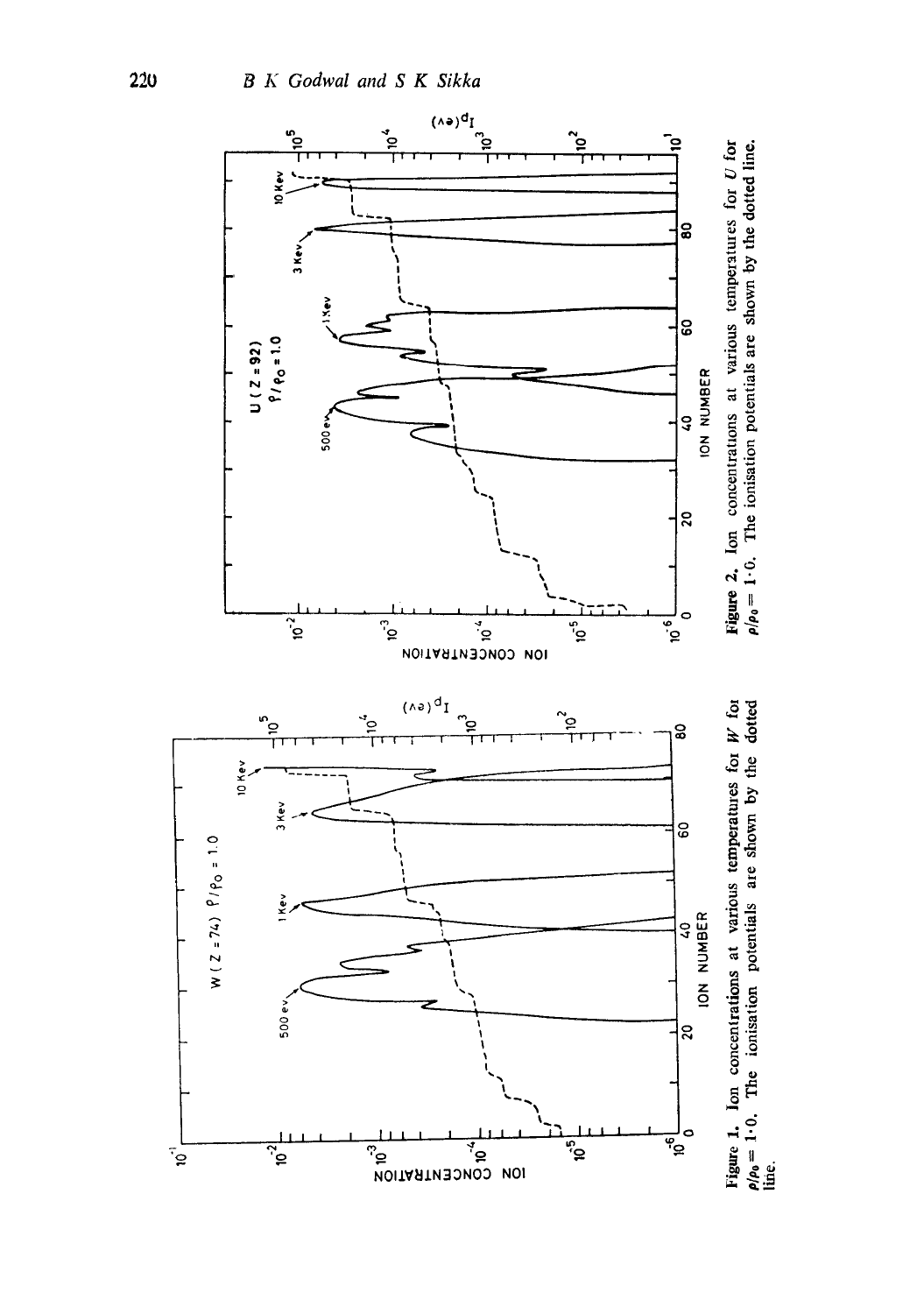**Figure 1.** Ion concentrations at various temperatures for *W* for $\rho/\rho_0 = 1.0$. The ionisation potentials are shown by the dotted line.

**Figure 2.** Ion concentrations at various temperatures for *U* for $\rho/\rho_0 = 1.0$. The ionisation potentials are shown by the dotted line.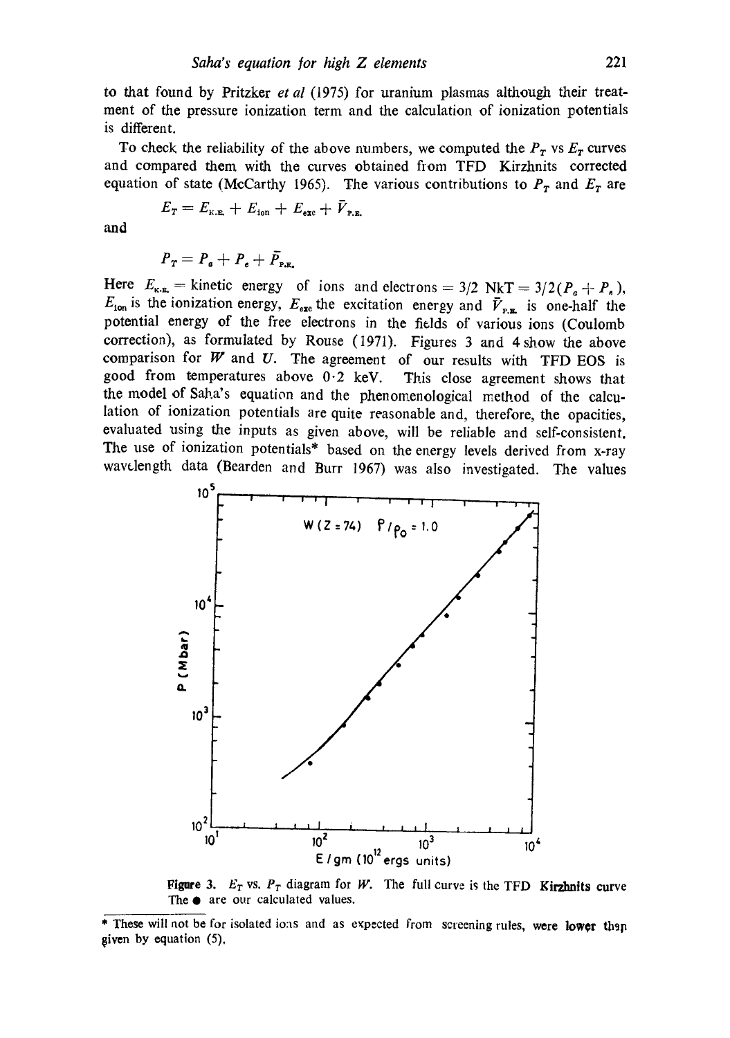to that found by Pritzker *et al* (1975) for uranium plasmas although their treatment of the pressure ionization term and the calculation of ionization potentials is different.

To check the reliability of the above numbers, we computed the $P_T$ vs $E_T$ curves and compared them with the curves obtained from TFD Kirzhnits corrected equation of state (McCarthy 1965). The various contributions to $P_T$ and $E_T$ are

$$E_T = E_{\text{K.E.}} + E_{\text{ion}} + E_{\text{exc}} + \bar{V}_{\text{P.E.}}$$

and

$$P_T = P_a + P_e + \bar{P}_{\text{P.E.}}$$

Here $E_{\text{K.E.}}$ = kinetic energy of ions and electrons = $3/2$ NkT = $3/2(P_a + P_e)$, $E_{\text{ion}}$ is the ionization energy, $E_{\text{exc}}$ the excitation energy and $\bar{V}_{\text{P.E.}}$ is one-half the potential energy of the free electrons in the fields of various ions (Coulomb correction), as formulated by Rouse (1971). Figures 3 and 4 show the above comparison for *W* and *U*. The agreement of our results with TFD EOS is good from temperatures above 0·2 keV. This close agreement shows that the model of Saha's equation and the phenomenological method of the calculation of ionization potentials are quite reasonable and, therefore, the opacities, evaluated using the inputs as given above, will be reliable and self-consistent. The use of ionization potentials* based on the energy levels derived from x-ray wavelength data (Bearden and Burr 1967) was also investigated. The values

**Figure 3.** $E_T$ vs. $P_T$ diagram for *W*. The full curve is the TFD **Kirzhnits** curve The ● are our calculated values.

* These will not be for isolated ions and as expected from screening rules, were **lower** than given by equation (5).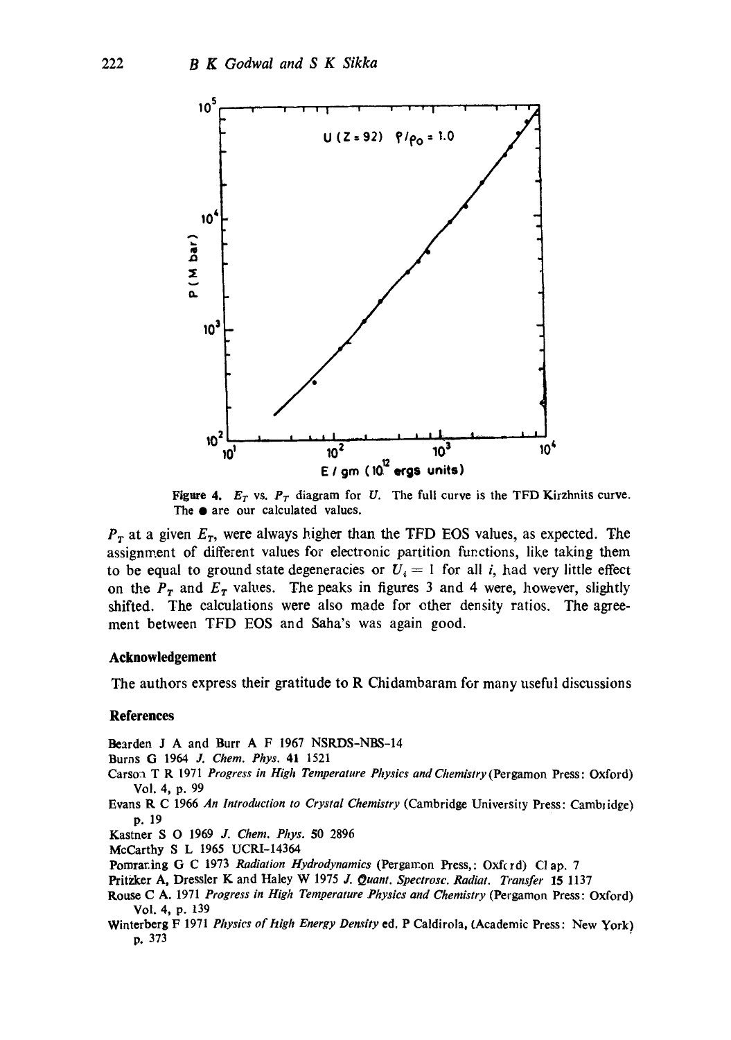U (Z = 92) ρ/ρ₀ = 1.0

P (M bar)

10^5

10^4

10^3

10^2

10^1

10^2

10^3

10^4

E / gm (10^12 ergs units)

**Figure 4.** $E_T$ vs. $P_T$ diagram for U. The full curve is the TFD Kirzhnits curve. The ● are our calculated values.

$P_T$ at a given $E_T$, were always higher than the TFD EOS values, as expected. The assignment of different values for electronic partition functions, like taking them to be equal to ground state degeneracies or $U_i = 1$ for all $i$, had very little effect on the $P_T$ and $E_T$ values. The peaks in figures 3 and 4 were, however, slightly shifted. The calculations were also made for other density ratios. The agreement between TFD EOS and Saha's was again good.

## Acknowledgement

The authors express their gratitude to R Chidambaram for many useful discussions

## References

Bearden J A and Burr A F 1967 NSRDS-NBS-14

Burns G 1964 *J. Chem. Phys.* **41** 1521

Carson T R 1971 *Progress in High Temperature Physics and Chemistry* (Pergamon Press: Oxford) Vol. 4, p. 99

Evans R C 1966 *An Introduction to Crystal Chemistry* (Cambridge University Press: Cambridge) p. 19

Kastner S O 1969 *J. Chem. Phys.* **50** 2896

McCarthy S L 1965 UCRL-14364

Pomraning G C 1973 *Radiation Hydrodynamics* (Pergamon Press,: Oxford) Chap. 7

Pritzker A, Dressler K and Haley W 1975 *J. Quant. Spectrosc. Radiat. Transfer* **15** 1137

Rouse C A. 1971 *Progress in High Temperature Physics and Chemistry* (Pergamon Press: Oxford) Vol. 4, p. 139

Winterberg F 1971 *Physics of High Energy Density* ed. P Caldirola, (Academic Press: New York) p. 373